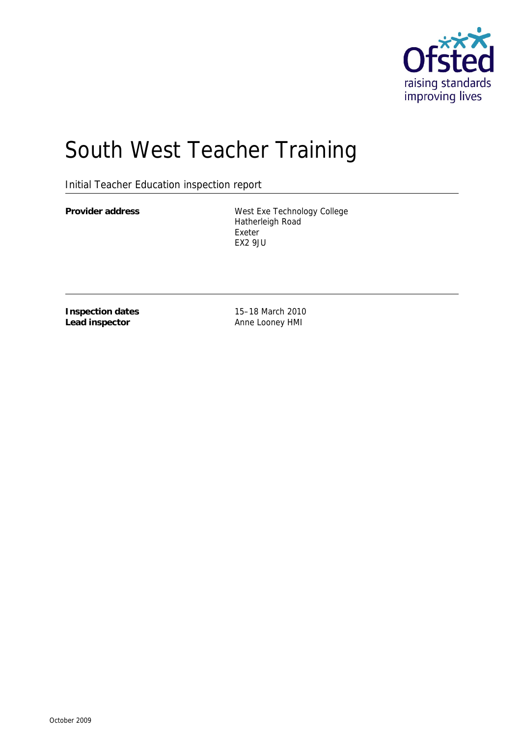# South West Teacher Training

Initial Teacher Education inspection report

| | |
|---|---|
| **Provider address** | West Exe Technology College<br>Hatherleigh Road<br>Exeter<br>EX2 9JU |

| | |
|---|---|
| **Inspection dates** | 15–18 March 2010 |
| **Lead inspector** | Anne Looney HMI |

October 2009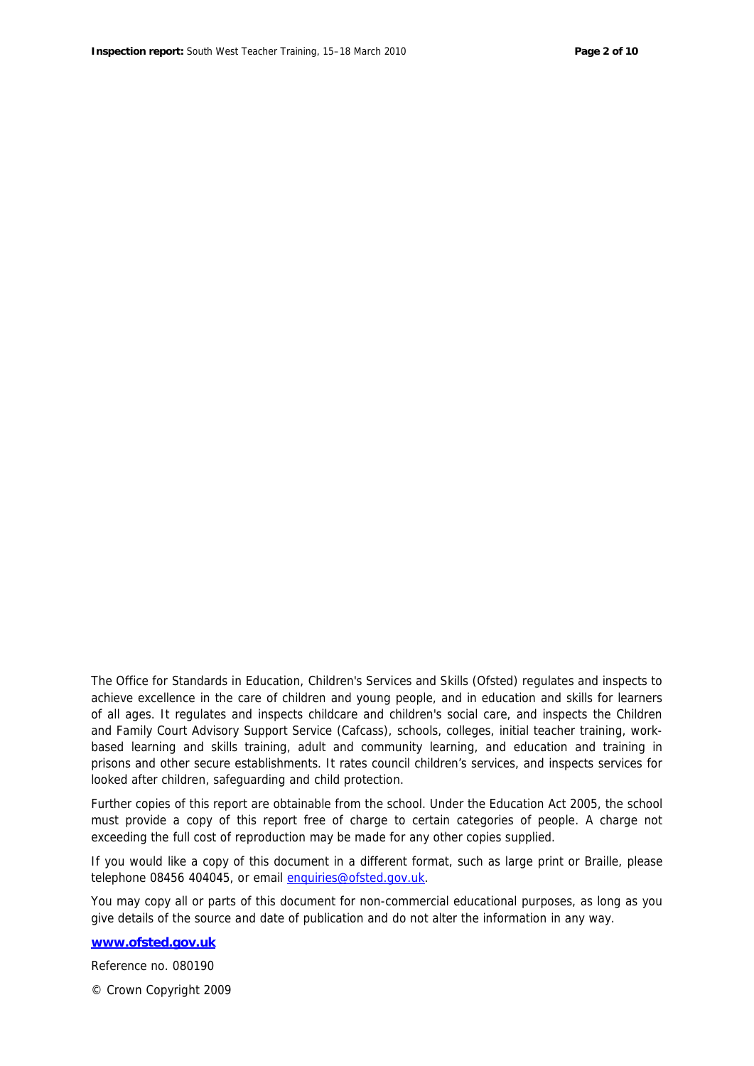The Office for Standards in Education, Children's Services and Skills (Ofsted) regulates and inspects to achieve excellence in the care of children and young people, and in education and skills for learners of all ages. It regulates and inspects childcare and children's social care, and inspects the Children and Family Court Advisory Support Service (Cafcass), schools, colleges, initial teacher training, work-based learning and skills training, adult and community learning, and education and training in prisons and other secure establishments. It rates council children's services, and inspects services for looked after children, safeguarding and child protection.

Further copies of this report are obtainable from the school. Under the Education Act 2005, the school must provide a copy of this report free of charge to certain categories of people. A charge not exceeding the full cost of reproduction may be made for any other copies supplied.

If you would like a copy of this document in a different format, such as large print or Braille, please telephone 08456 404045, or email enquiries@ofsted.gov.uk.

You may copy all or parts of this document for non-commercial educational purposes, as long as you give details of the source and date of publication and do not alter the information in any way.

**www.ofsted.gov.uk**

Reference no. 080190

© Crown Copyright 2009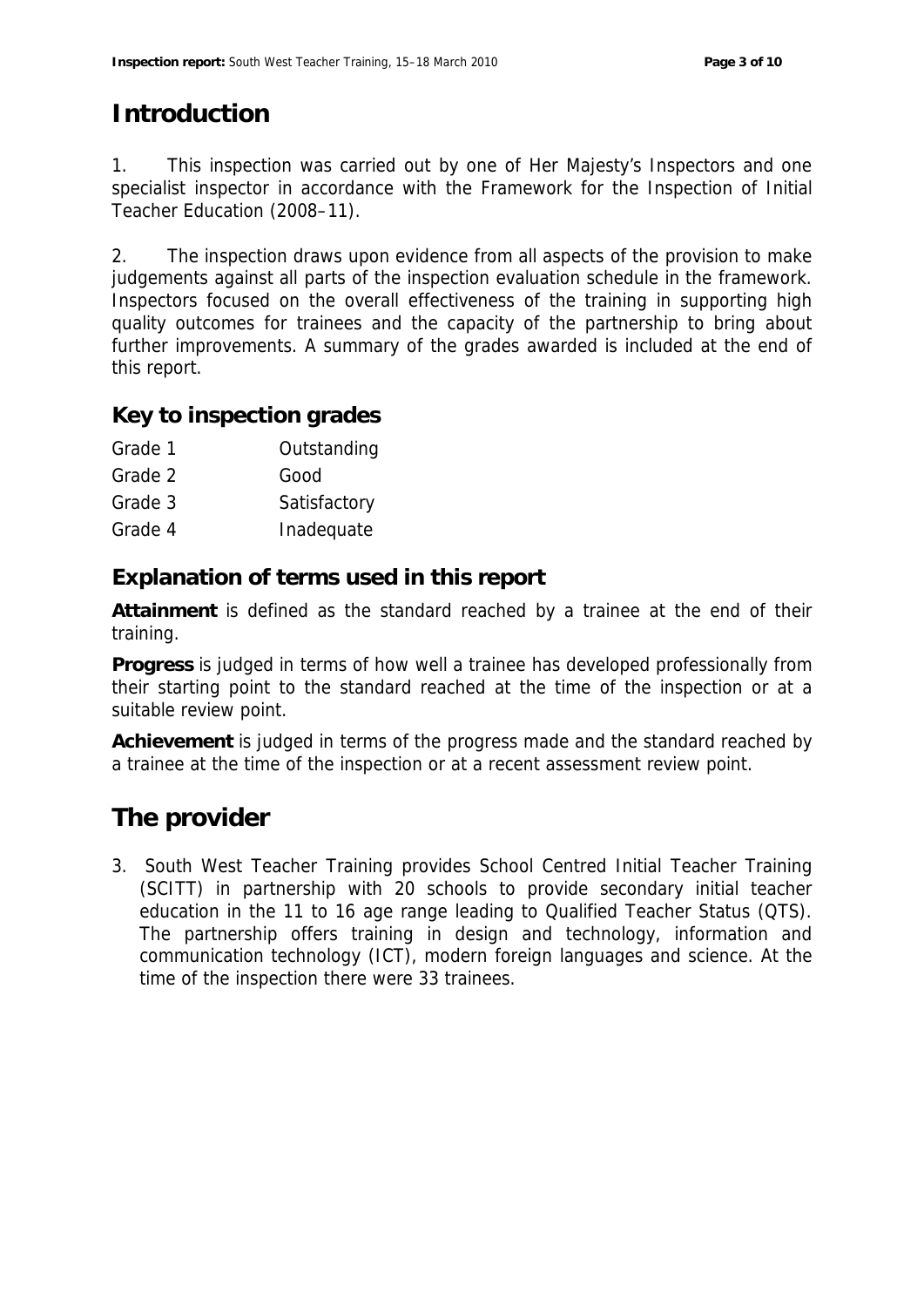# Introduction

1. This inspection was carried out by one of Her Majesty's Inspectors and one specialist inspector in accordance with the Framework for the Inspection of Initial Teacher Education (2008–11).

2. The inspection draws upon evidence from all aspects of the provision to make judgements against all parts of the inspection evaluation schedule in the framework. Inspectors focused on the overall effectiveness of the training in supporting high quality outcomes for trainees and the capacity of the partnership to bring about further improvements. A summary of the grades awarded is included at the end of this report.

## Key to inspection grades

| | |
|---|---|
| Grade 1 | Outstanding |
| Grade 2 | Good |
| Grade 3 | Satisfactory |
| Grade 4 | Inadequate |

## Explanation of terms used in this report

**Attainment** is defined as the standard reached by a trainee at the end of their training.

**Progress** is judged in terms of how well a trainee has developed professionally from their starting point to the standard reached at the time of the inspection or at a suitable review point.

**Achievement** is judged in terms of the progress made and the standard reached by a trainee at the time of the inspection or at a recent assessment review point.

# The provider

3. South West Teacher Training provides School Centred Initial Teacher Training (SCITT) in partnership with 20 schools to provide secondary initial teacher education in the 11 to 16 age range leading to Qualified Teacher Status (QTS). The partnership offers training in design and technology, information and communication technology (ICT), modern foreign languages and science. At the time of the inspection there were 33 trainees.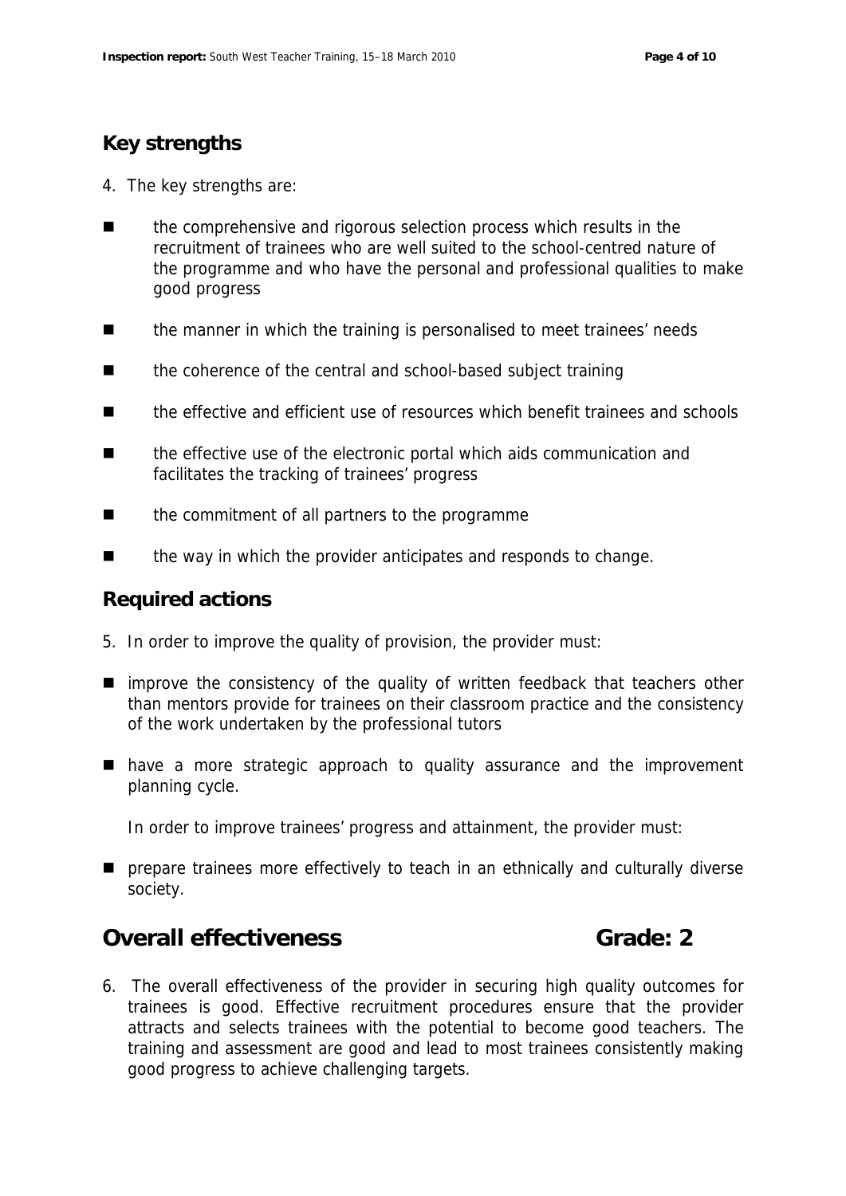## Key strengths

4. The key strengths are:

- the comprehensive and rigorous selection process which results in the recruitment of trainees who are well suited to the school-centred nature of the programme and who have the personal and professional qualities to make good progress
- the manner in which the training is personalised to meet trainees' needs
- the coherence of the central and school-based subject training
- the effective and efficient use of resources which benefit trainees and schools
- the effective use of the electronic portal which aids communication and facilitates the tracking of trainees' progress
- the commitment of all partners to the programme
- the way in which the provider anticipates and responds to change.

## Required actions

5. In order to improve the quality of provision, the provider must:

- improve the consistency of the quality of written feedback that teachers other than mentors provide for trainees on their classroom practice and the consistency of the work undertaken by the professional tutors
- have a more strategic approach to quality assurance and the improvement planning cycle.

In order to improve trainees' progress and attainment, the provider must:

- prepare trainees more effectively to teach in an ethnically and culturally diverse society.

# Overall effectiveness Grade: 2

6. The overall effectiveness of the provider in securing high quality outcomes for trainees is good. Effective recruitment procedures ensure that the provider attracts and selects trainees with the potential to become good teachers. The training and assessment are good and lead to most trainees consistently making good progress to achieve challenging targets.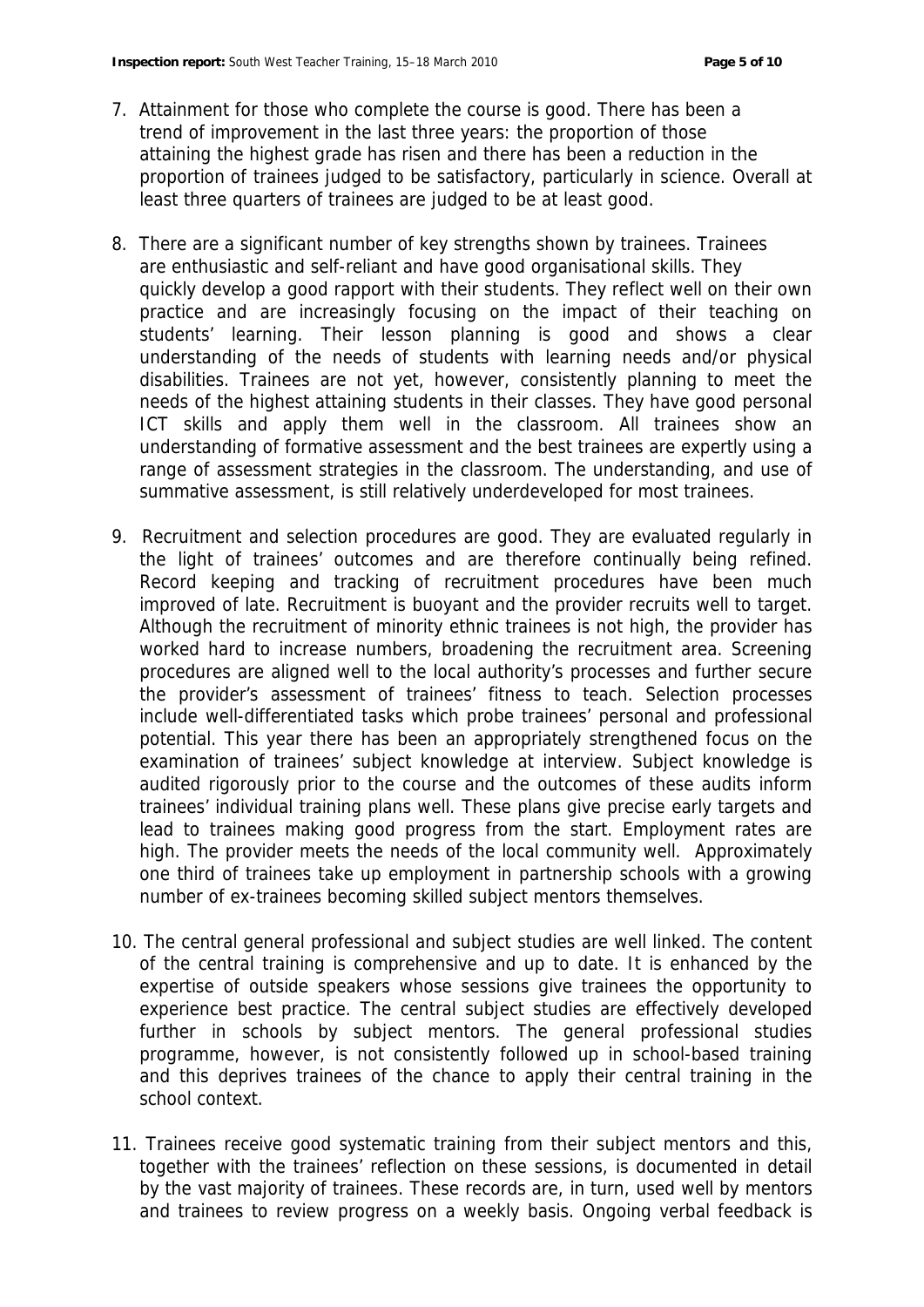7. Attainment for those who complete the course is good. There has been a trend of improvement in the last three years: the proportion of those attaining the highest grade has risen and there has been a reduction in the proportion of trainees judged to be satisfactory, particularly in science. Overall at least three quarters of trainees are judged to be at least good.

8. There are a significant number of key strengths shown by trainees. Trainees are enthusiastic and self-reliant and have good organisational skills. They quickly develop a good rapport with their students. They reflect well on their own practice and are increasingly focusing on the impact of their teaching on students' learning. Their lesson planning is good and shows a clear understanding of the needs of students with learning needs and/or physical disabilities. Trainees are not yet, however, consistently planning to meet the needs of the highest attaining students in their classes. They have good personal ICT skills and apply them well in the classroom. All trainees show an understanding of formative assessment and the best trainees are expertly using a range of assessment strategies in the classroom. The understanding, and use of summative assessment, is still relatively underdeveloped for most trainees.

9. Recruitment and selection procedures are good. They are evaluated regularly in the light of trainees' outcomes and are therefore continually being refined. Record keeping and tracking of recruitment procedures have been much improved of late. Recruitment is buoyant and the provider recruits well to target. Although the recruitment of minority ethnic trainees is not high, the provider has worked hard to increase numbers, broadening the recruitment area. Screening procedures are aligned well to the local authority's processes and further secure the provider's assessment of trainees' fitness to teach. Selection processes include well-differentiated tasks which probe trainees' personal and professional potential. This year there has been an appropriately strengthened focus on the examination of trainees' subject knowledge at interview. Subject knowledge is audited rigorously prior to the course and the outcomes of these audits inform trainees' individual training plans well. These plans give precise early targets and lead to trainees making good progress from the start. Employment rates are high. The provider meets the needs of the local community well. Approximately one third of trainees take up employment in partnership schools with a growing number of ex-trainees becoming skilled subject mentors themselves.

10. The central general professional and subject studies are well linked. The content of the central training is comprehensive and up to date. It is enhanced by the expertise of outside speakers whose sessions give trainees the opportunity to experience best practice. The central subject studies are effectively developed further in schools by subject mentors. The general professional studies programme, however, is not consistently followed up in school-based training and this deprives trainees of the chance to apply their central training in the school context.

11. Trainees receive good systematic training from their subject mentors and this, together with the trainees' reflection on these sessions, is documented in detail by the vast majority of trainees. These records are, in turn, used well by mentors and trainees to review progress on a weekly basis. Ongoing verbal feedback is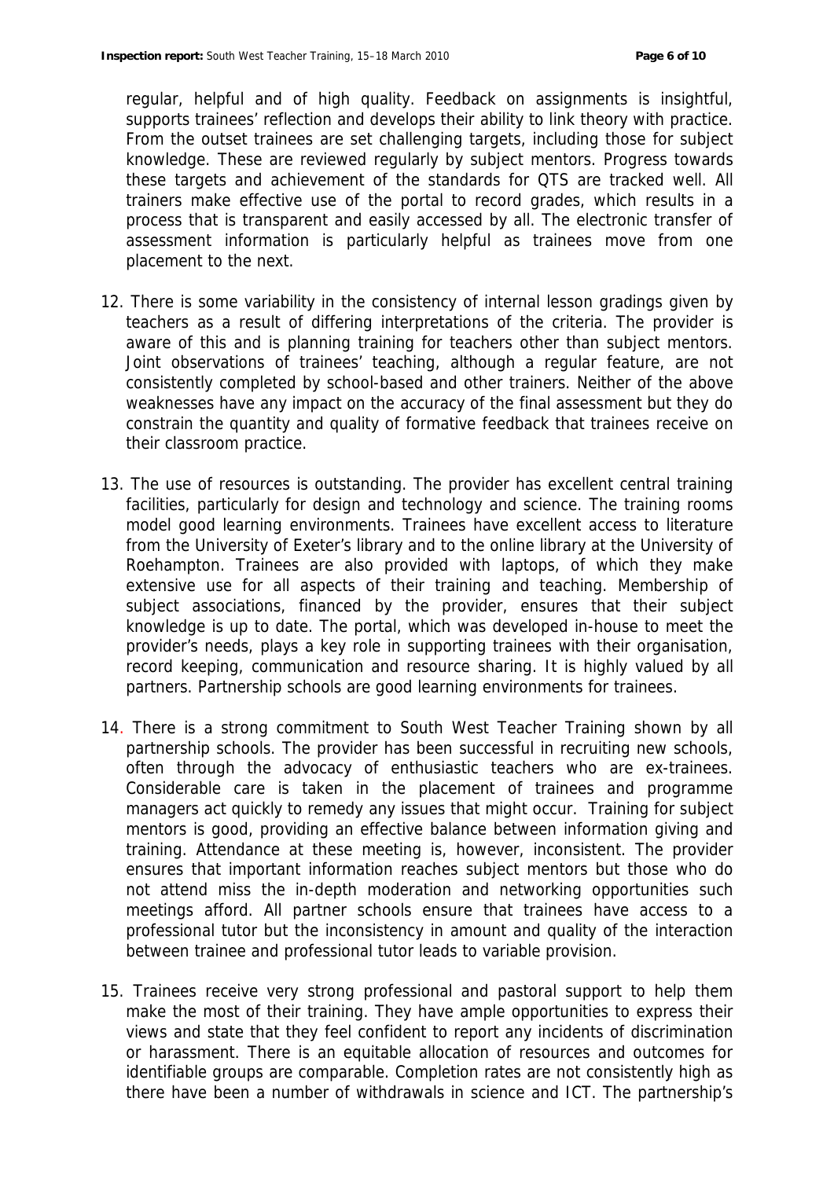regular, helpful and of high quality. Feedback on assignments is insightful, supports trainees' reflection and develops their ability to link theory with practice. From the outset trainees are set challenging targets, including those for subject knowledge. These are reviewed regularly by subject mentors. Progress towards these targets and achievement of the standards for QTS are tracked well. All trainers make effective use of the portal to record grades, which results in a process that is transparent and easily accessed by all. The electronic transfer of assessment information is particularly helpful as trainees move from one placement to the next.

12. There is some variability in the consistency of internal lesson gradings given by teachers as a result of differing interpretations of the criteria. The provider is aware of this and is planning training for teachers other than subject mentors. Joint observations of trainees' teaching, although a regular feature, are not consistently completed by school-based and other trainers. Neither of the above weaknesses have any impact on the accuracy of the final assessment but they do constrain the quantity and quality of formative feedback that trainees receive on their classroom practice.

13. The use of resources is outstanding. The provider has excellent central training facilities, particularly for design and technology and science. The training rooms model good learning environments. Trainees have excellent access to literature from the University of Exeter's library and to the online library at the University of Roehampton. Trainees are also provided with laptops, of which they make extensive use for all aspects of their training and teaching. Membership of subject associations, financed by the provider, ensures that their subject knowledge is up to date. The portal, which was developed in-house to meet the provider's needs, plays a key role in supporting trainees with their organisation, record keeping, communication and resource sharing. It is highly valued by all partners. Partnership schools are good learning environments for trainees.

14. There is a strong commitment to South West Teacher Training shown by all partnership schools. The provider has been successful in recruiting new schools, often through the advocacy of enthusiastic teachers who are ex-trainees. Considerable care is taken in the placement of trainees and programme managers act quickly to remedy any issues that might occur. Training for subject mentors is good, providing an effective balance between information giving and training. Attendance at these meeting is, however, inconsistent. The provider ensures that important information reaches subject mentors but those who do not attend miss the in-depth moderation and networking opportunities such meetings afford. All partner schools ensure that trainees have access to a professional tutor but the inconsistency in amount and quality of the interaction between trainee and professional tutor leads to variable provision.

15. Trainees receive very strong professional and pastoral support to help them make the most of their training. They have ample opportunities to express their views and state that they feel confident to report any incidents of discrimination or harassment. There is an equitable allocation of resources and outcomes for identifiable groups are comparable. Completion rates are not consistently high as there have been a number of withdrawals in science and ICT. The partnership's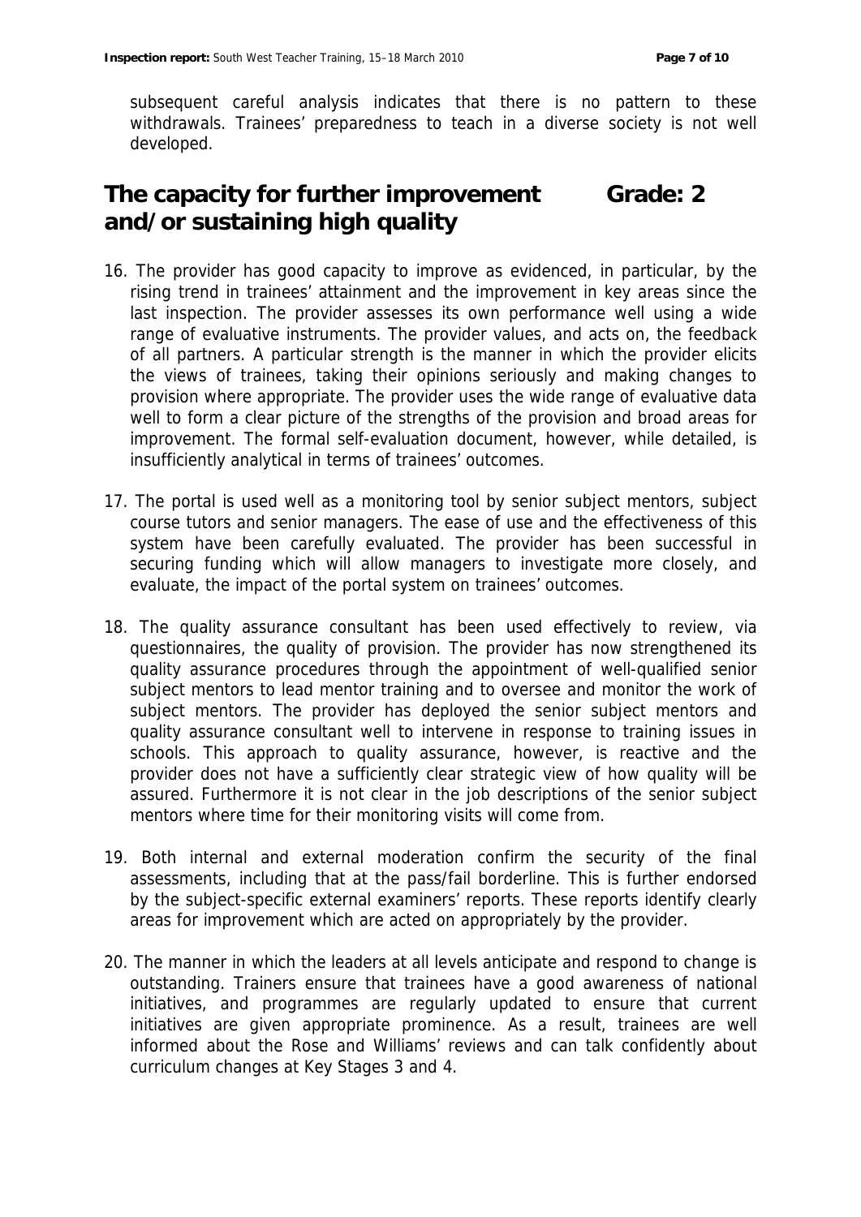subsequent careful analysis indicates that there is no pattern to these withdrawals. Trainees' preparedness to teach in a diverse society is not well developed.

## The capacity for further improvement and/or sustaining high quality — Grade: 2

16. The provider has good capacity to improve as evidenced, in particular, by the rising trend in trainees' attainment and the improvement in key areas since the last inspection. The provider assesses its own performance well using a wide range of evaluative instruments. The provider values, and acts on, the feedback of all partners. A particular strength is the manner in which the provider elicits the views of trainees, taking their opinions seriously and making changes to provision where appropriate. The provider uses the wide range of evaluative data well to form a clear picture of the strengths of the provision and broad areas for improvement. The formal self-evaluation document, however, while detailed, is insufficiently analytical in terms of trainees' outcomes.

17. The portal is used well as a monitoring tool by senior subject mentors, subject course tutors and senior managers. The ease of use and the effectiveness of this system have been carefully evaluated. The provider has been successful in securing funding which will allow managers to investigate more closely, and evaluate, the impact of the portal system on trainees' outcomes.

18. The quality assurance consultant has been used effectively to review, via questionnaires, the quality of provision. The provider has now strengthened its quality assurance procedures through the appointment of well-qualified senior subject mentors to lead mentor training and to oversee and monitor the work of subject mentors. The provider has deployed the senior subject mentors and quality assurance consultant well to intervene in response to training issues in schools. This approach to quality assurance, however, is reactive and the provider does not have a sufficiently clear strategic view of how quality will be assured. Furthermore it is not clear in the job descriptions of the senior subject mentors where time for their monitoring visits will come from.

19. Both internal and external moderation confirm the security of the final assessments, including that at the pass/fail borderline. This is further endorsed by the subject-specific external examiners' reports. These reports identify clearly areas for improvement which are acted on appropriately by the provider.

20. The manner in which the leaders at all levels anticipate and respond to change is outstanding. Trainers ensure that trainees have a good awareness of national initiatives, and programmes are regularly updated to ensure that current initiatives are given appropriate prominence. As a result, trainees are well informed about the Rose and Williams' reviews and can talk confidently about curriculum changes at Key Stages 3 and 4.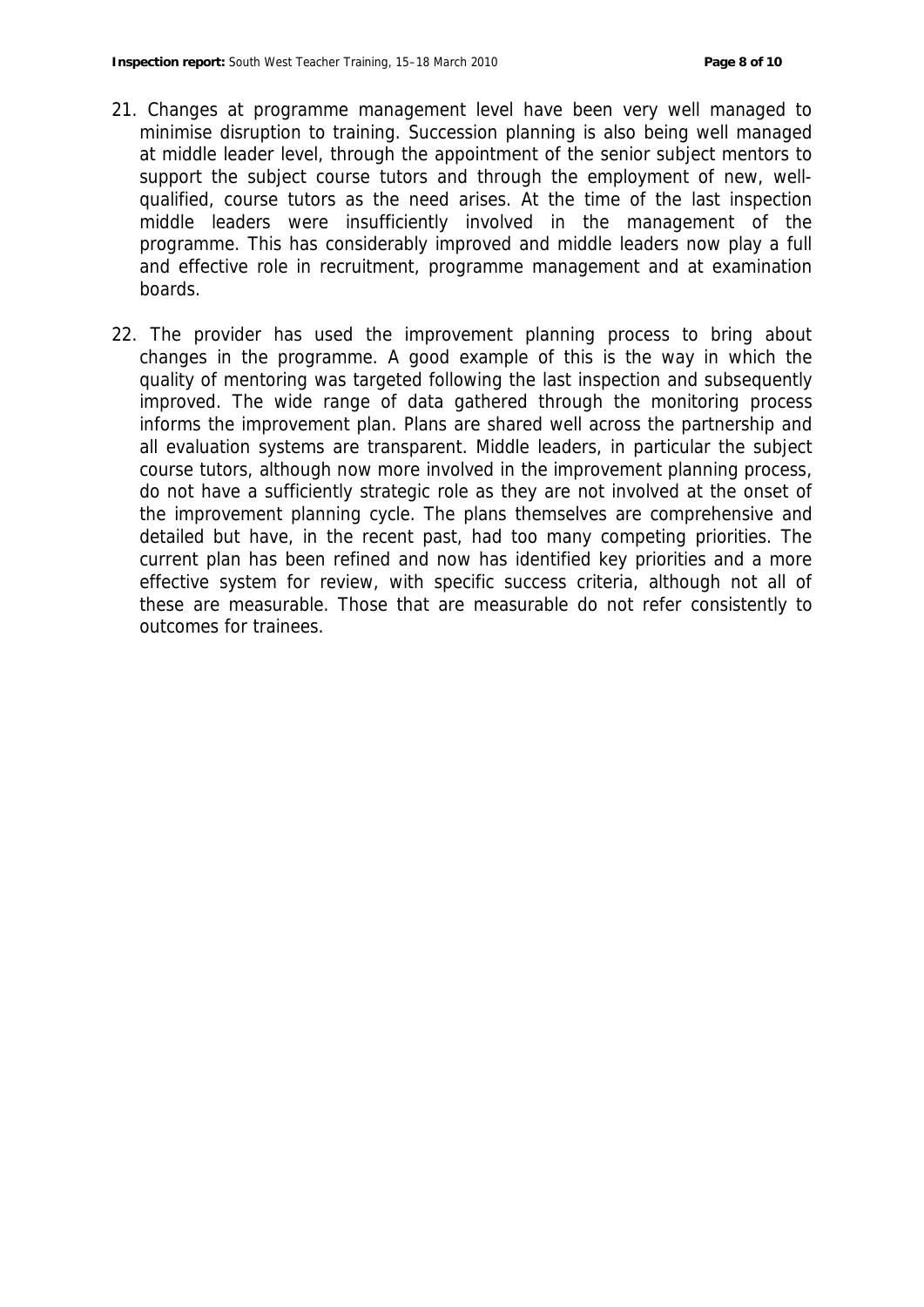21. Changes at programme management level have been very well managed to minimise disruption to training. Succession planning is also being well managed at middle leader level, through the appointment of the senior subject mentors to support the subject course tutors and through the employment of new, well-qualified, course tutors as the need arises. At the time of the last inspection middle leaders were insufficiently involved in the management of the programme. This has considerably improved and middle leaders now play a full and effective role in recruitment, programme management and at examination boards.

22. The provider has used the improvement planning process to bring about changes in the programme. A good example of this is the way in which the quality of mentoring was targeted following the last inspection and subsequently improved. The wide range of data gathered through the monitoring process informs the improvement plan. Plans are shared well across the partnership and all evaluation systems are transparent. Middle leaders, in particular the subject course tutors, although now more involved in the improvement planning process, do not have a sufficiently strategic role as they are not involved at the onset of the improvement planning cycle. The plans themselves are comprehensive and detailed but have, in the recent past, had too many competing priorities. The current plan has been refined and now has identified key priorities and a more effective system for review, with specific success criteria, although not all of these are measurable. Those that are measurable do not refer consistently to outcomes for trainees.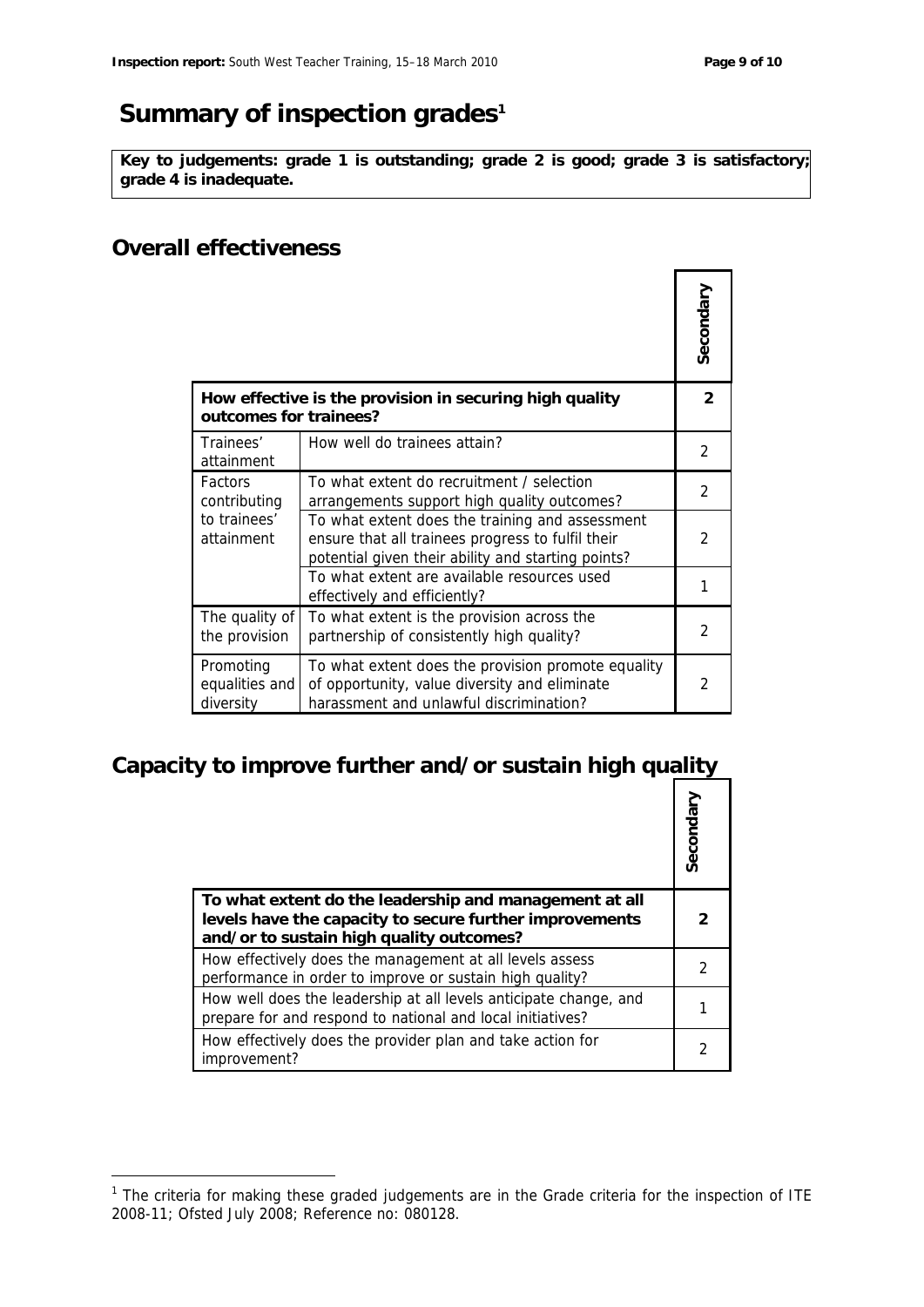# Summary of inspection grades[1]

**Key to judgements: grade 1 is outstanding; grade 2 is good; grade 3 is satisfactory; grade 4 is inadequate.**

## Overall effectiveness

| | | Secondary |
|---|---|---|
| **How effective is the provision in securing high quality outcomes for trainees?** | | **2** |
| Trainees' attainment | How well do trainees attain? | 2 |
| Factors contributing to trainees' attainment | To what extent do recruitment / selection arrangements support high quality outcomes? | 2 |
| | To what extent does the training and assessment ensure that all trainees progress to fulfil their potential given their ability and starting points? | 2 |
| | To what extent are available resources used effectively and efficiently? | 1 |
| The quality of the provision | To what extent is the provision across the partnership of consistently high quality? | 2 |
| Promoting equalities and diversity | To what extent does the provision promote equality of opportunity, value diversity and eliminate harassment and unlawful discrimination? | 2 |

## Capacity to improve further and/or sustain high quality

| | Secondary |
|---|---|
| **To what extent do the leadership and management at all levels have the capacity to secure further improvements and/or to sustain high quality outcomes?** | **2** |
| How effectively does the management at all levels assess performance in order to improve or sustain high quality? | 2 |
| How well does the leadership at all levels anticipate change, and prepare for and respond to national and local initiatives? | 1 |
| How effectively does the provider plan and take action for improvement? | 2 |

[1] The criteria for making these graded judgements are in the Grade criteria for the inspection of ITE 2008-11; Ofsted July 2008; Reference no: 080128.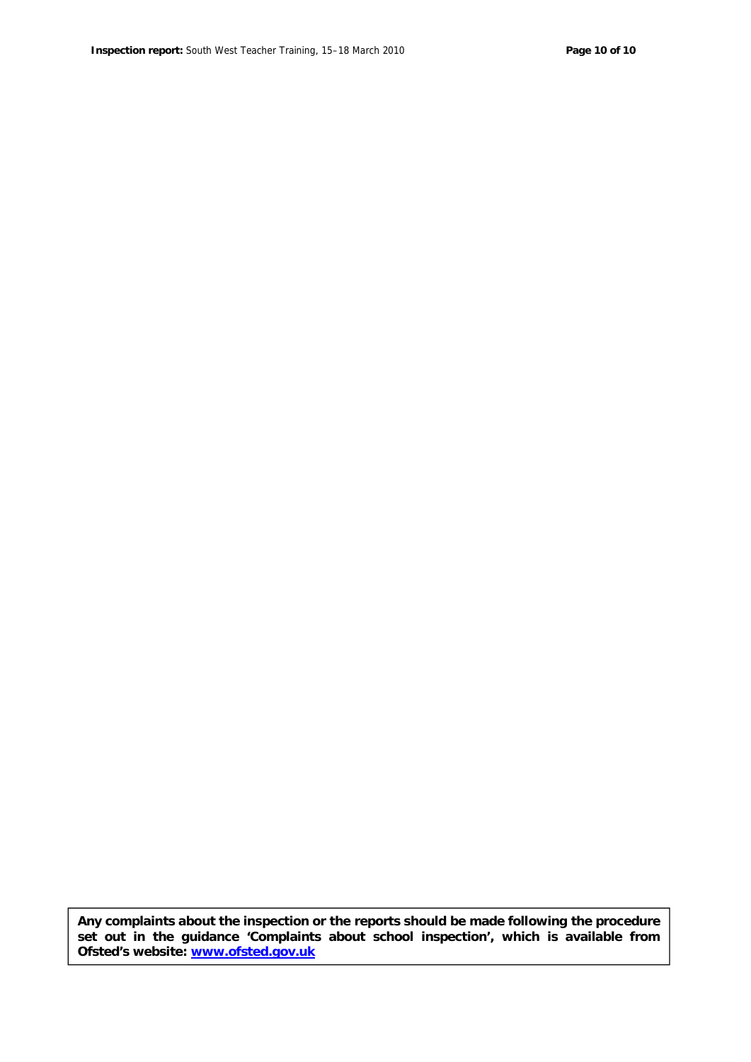**Any complaints about the inspection or the reports should be made following the procedure set out in the guidance 'Complaints about school inspection', which is available from Ofsted's website: [www.ofsted.gov.uk](http://www.ofsted.gov.uk)**